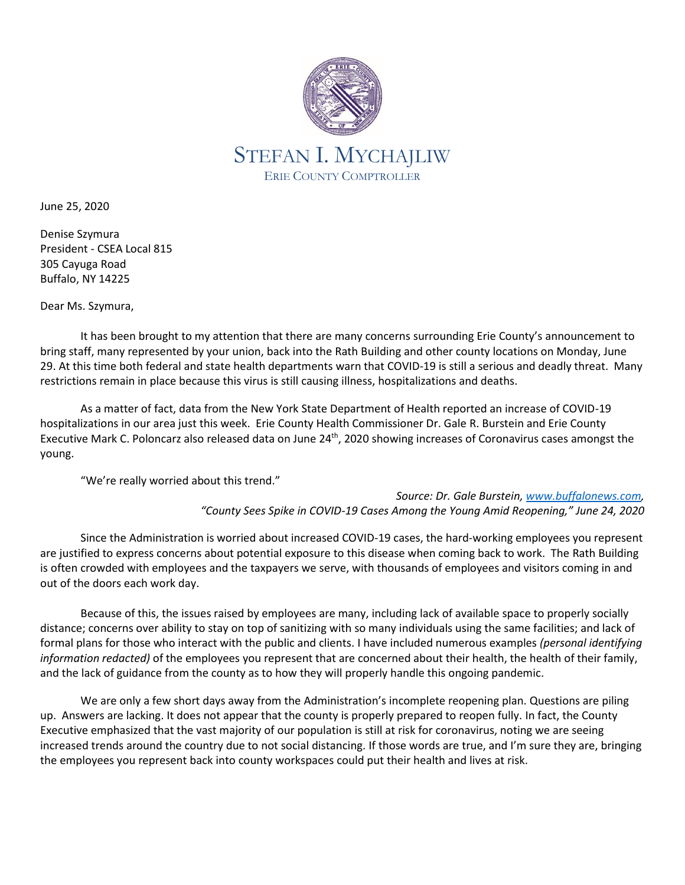STEFAN I. MYCHAJLIW
ERIE COUNTY COMPTROLLER

June 25, 2020

Denise Szymura
President - CSEA Local 815
305 Cayuga Road
Buffalo, NY 14225

Dear Ms. Szymura,

It has been brought to my attention that there are many concerns surrounding Erie County's announcement to bring staff, many represented by your union, back into the Rath Building and other county locations on Monday, June 29. At this time both federal and state health departments warn that COVID-19 is still a serious and deadly threat. Many restrictions remain in place because this virus is still causing illness, hospitalizations and deaths.

As a matter of fact, data from the New York State Department of Health reported an increase of COVID-19 hospitalizations in our area just this week. Erie County Health Commissioner Dr. Gale R. Burstein and Erie County Executive Mark C. Poloncarz also released data on June 24th, 2020 showing increases of Coronavirus cases amongst the young.

"We're really worried about this trend."

*Source: Dr. Gale Burstein, www.buffalonews.com, "County Sees Spike in COVID-19 Cases Among the Young Amid Reopening," June 24, 2020*

Since the Administration is worried about increased COVID-19 cases, the hard-working employees you represent are justified to express concerns about potential exposure to this disease when coming back to work. The Rath Building is often crowded with employees and the taxpayers we serve, with thousands of employees and visitors coming in and out of the doors each work day.

Because of this, the issues raised by employees are many, including lack of available space to properly socially distance; concerns over ability to stay on top of sanitizing with so many individuals using the same facilities; and lack of formal plans for those who interact with the public and clients. I have included numerous examples *(personal identifying information redacted)* of the employees you represent that are concerned about their health, the health of their family, and the lack of guidance from the county as to how they will properly handle this ongoing pandemic.

We are only a few short days away from the Administration's incomplete reopening plan. Questions are piling up. Answers are lacking. It does not appear that the county is properly prepared to reopen fully. In fact, the County Executive emphasized that the vast majority of our population is still at risk for coronavirus, noting we are seeing increased trends around the country due to not social distancing. If those words are true, and I'm sure they are, bringing the employees you represent back into county workspaces could put their health and lives at risk.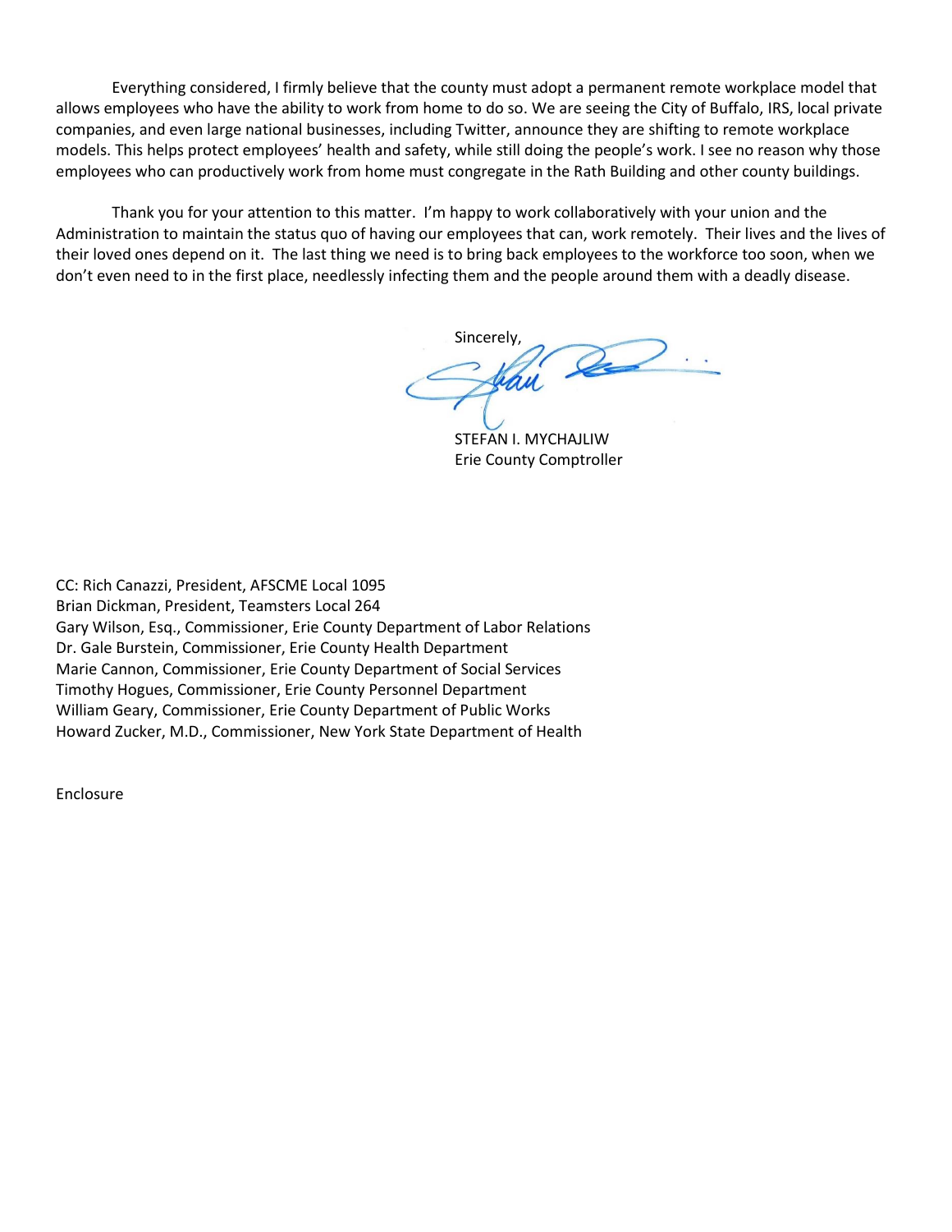Everything considered, I firmly believe that the county must adopt a permanent remote workplace model that allows employees who have the ability to work from home to do so. We are seeing the City of Buffalo, IRS, local private companies, and even large national businesses, including Twitter, announce they are shifting to remote workplace models. This helps protect employees' health and safety, while still doing the people's work. I see no reason why those employees who can productively work from home must congregate in the Rath Building and other county buildings.

Thank you for your attention to this matter. I'm happy to work collaboratively with your union and the Administration to maintain the status quo of having our employees that can, work remotely. Their lives and the lives of their loved ones depend on it. The last thing we need is to bring back employees to the workforce too soon, when we don't even need to in the first place, needlessly infecting them and the people around them with a deadly disease.

Sincerely,

STEFAN I. MYCHAJLIW
Erie County Comptroller

CC: Rich Canazzi, President, AFSCME Local 1095
Brian Dickman, President, Teamsters Local 264
Gary Wilson, Esq., Commissioner, Erie County Department of Labor Relations
Dr. Gale Burstein, Commissioner, Erie County Health Department
Marie Cannon, Commissioner, Erie County Department of Social Services
Timothy Hogues, Commissioner, Erie County Personnel Department
William Geary, Commissioner, Erie County Department of Public Works
Howard Zucker, M.D., Commissioner, New York State Department of Health

Enclosure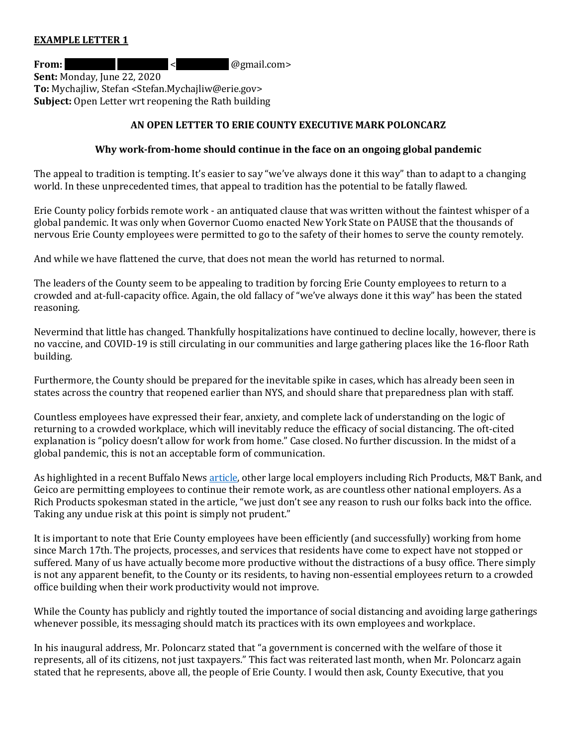**EXAMPLE LETTER 1**

**From:** < @gmail.com>
**Sent:** Monday, June 22, 2020
**To:** Mychajliw, Stefan <Stefan.Mychajliw@erie.gov>
**Subject:** Open Letter wrt reopening the Rath building

**AN OPEN LETTER TO ERIE COUNTY EXECUTIVE MARK POLONCARZ**

**Why work-from-home should continue in the face on an ongoing global pandemic**

The appeal to tradition is tempting. It's easier to say "we've always done it this way" than to adapt to a changing world. In these unprecedented times, that appeal to tradition has the potential to be fatally flawed.

Erie County policy forbids remote work - an antiquated clause that was written without the faintest whisper of a global pandemic. It was only when Governor Cuomo enacted New York State on PAUSE that the thousands of nervous Erie County employees were permitted to go to the safety of their homes to serve the county remotely.

And while we have flattened the curve, that does not mean the world has returned to normal.

The leaders of the County seem to be appealing to tradition by forcing Erie County employees to return to a crowded and at-full-capacity office. Again, the old fallacy of "we've always done it this way" has been the stated reasoning.

Nevermind that little has changed. Thankfully hospitalizations have continued to decline locally, however, there is no vaccine, and COVID-19 is still circulating in our communities and large gathering places like the 16-floor Rath building.

Furthermore, the County should be prepared for the inevitable spike in cases, which has already been seen in states across the country that reopened earlier than NYS, and should share that preparedness plan with staff.

Countless employees have expressed their fear, anxiety, and complete lack of understanding on the logic of returning to a crowded workplace, which will inevitably reduce the efficacy of social distancing. The oft-cited explanation is "policy doesn't allow for work from home." Case closed. No further discussion. In the midst of a global pandemic, this is not an acceptable form of communication.

As highlighted in a recent Buffalo News article, other large local employers including Rich Products, M&T Bank, and Geico are permitting employees to continue their remote work, as are countless other national employers. As a Rich Products spokesman stated in the article, "we just don't see any reason to rush our folks back into the office. Taking any undue risk at this point is simply not prudent."

It is important to note that Erie County employees have been efficiently (and successfully) working from home since March 17th. The projects, processes, and services that residents have come to expect have not stopped or suffered. Many of us have actually become more productive without the distractions of a busy office. There simply is not any apparent benefit, to the County or its residents, to having non-essential employees return to a crowded office building when their work productivity would not improve.

While the County has publicly and rightly touted the importance of social distancing and avoiding large gatherings whenever possible, its messaging should match its practices with its own employees and workplace.

In his inaugural address, Mr. Poloncarz stated that "a government is concerned with the welfare of those it represents, all of its citizens, not just taxpayers." This fact was reiterated last month, when Mr. Poloncarz again stated that he represents, above all, the people of Erie County. I would then ask, County Executive, that you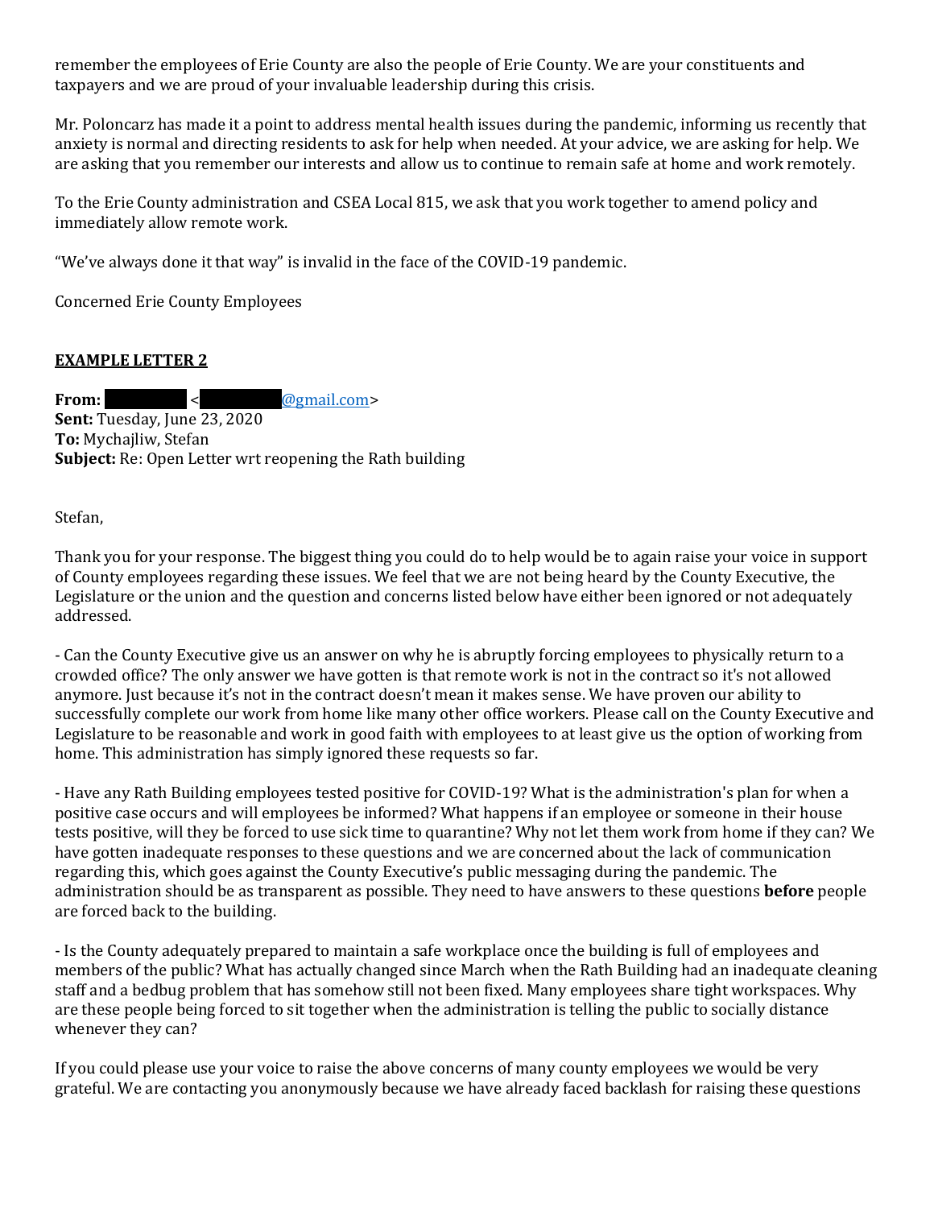remember the employees of Erie County are also the people of Erie County. We are your constituents and taxpayers and we are proud of your invaluable leadership during this crisis.

Mr. Poloncarz has made it a point to address mental health issues during the pandemic, informing us recently that anxiety is normal and directing residents to ask for help when needed. At your advice, we are asking for help. We are asking that you remember our interests and allow us to continue to remain safe at home and work remotely.

To the Erie County administration and CSEA Local 815, we ask that you work together to amend policy and immediately allow remote work.

"We've always done it that way" is invalid in the face of the COVID-19 pandemic.

Concerned Erie County Employees

**EXAMPLE LETTER 2**

**From:** ██████ <██████@gmail.com>
**Sent:** Tuesday, June 23, 2020
**To:** Mychajliw, Stefan
**Subject:** Re: Open Letter wrt reopening the Rath building

Stefan,

Thank you for your response. The biggest thing you could do to help would be to again raise your voice in support of County employees regarding these issues. We feel that we are not being heard by the County Executive, the Legislature or the union and the question and concerns listed below have either been ignored or not adequately addressed.

- Can the County Executive give us an answer on why he is abruptly forcing employees to physically return to a crowded office? The only answer we have gotten is that remote work is not in the contract so it's not allowed anymore. Just because it's not in the contract doesn't mean it makes sense. We have proven our ability to successfully complete our work from home like many other office workers. Please call on the County Executive and Legislature to be reasonable and work in good faith with employees to at least give us the option of working from home. This administration has simply ignored these requests so far.

- Have any Rath Building employees tested positive for COVID-19? What is the administration's plan for when a positive case occurs and will employees be informed? What happens if an employee or someone in their house tests positive, will they be forced to use sick time to quarantine? Why not let them work from home if they can? We have gotten inadequate responses to these questions and we are concerned about the lack of communication regarding this, which goes against the County Executive's public messaging during the pandemic. The administration should be as transparent as possible. They need to have answers to these questions **before** people are forced back to the building.

- Is the County adequately prepared to maintain a safe workplace once the building is full of employees and members of the public? What has actually changed since March when the Rath Building had an inadequate cleaning staff and a bedbug problem that has somehow still not been fixed. Many employees share tight workspaces. Why are these people being forced to sit together when the administration is telling the public to socially distance whenever they can?

If you could please use your voice to raise the above concerns of many county employees we would be very grateful. We are contacting you anonymously because we have already faced backlash for raising these questions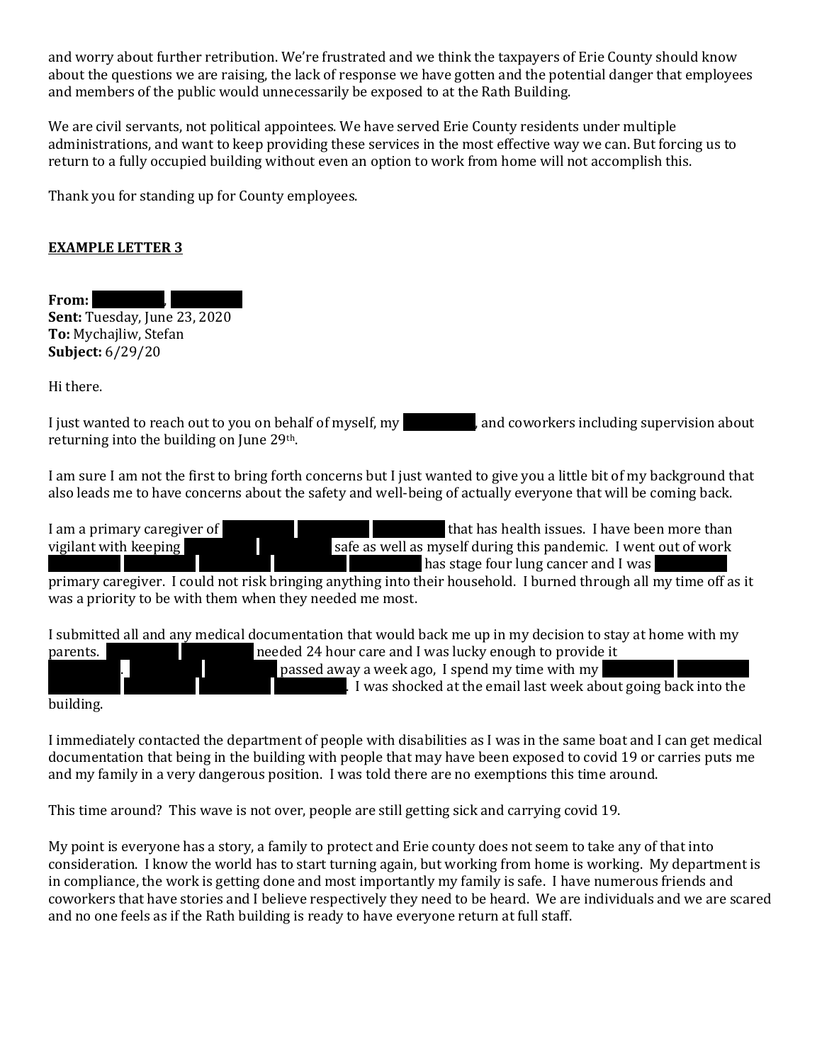and worry about further retribution. We're frustrated and we think the taxpayers of Erie County should know about the questions we are raising, the lack of response we have gotten and the potential danger that employees and members of the public would unnecessarily be exposed to at the Rath Building.

We are civil servants, not political appointees. We have served Erie County residents under multiple administrations, and want to keep providing these services in the most effective way we can. But forcing us to return to a fully occupied building without even an option to work from home will not accomplish this.

Thank you for standing up for County employees.

**EXAMPLE LETTER 3**

**From:** ██████, ██████
**Sent:** Tuesday, June 23, 2020
**To:** Mychajliw, Stefan
**Subject:** 6/29/20

Hi there.

I just wanted to reach out to you on behalf of myself, my ██████, and coworkers including supervision about returning into the building on June 29th.

I am sure I am not the first to bring forth concerns but I just wanted to give you a little bit of my background that also leads me to have concerns about the safety and well-being of actually everyone that will be coming back.

I am a primary caregiver of ██████ ██████ ██████ that has health issues. I have been more than vigilant with keeping ██████ ██████ safe as well as myself during this pandemic. I went out of work ██████ ██████ ██████ ██████ ██████ has stage four lung cancer and I was ██████ primary caregiver. I could not risk bringing anything into their household. I burned through all my time off as it was a priority to be with them when they needed me most.

I submitted all and any medical documentation that would back me up in my decision to stay at home with my parents. ██████ ██████ needed 24 hour care and I was lucky enough to provide it ██████. ██████ ██████ passed away a week ago, I spend my time with my ██████ ██████ ██████ ██████ ██████ ██████. I was shocked at the email last week about going back into the building.

I immediately contacted the department of people with disabilities as I was in the same boat and I can get medical documentation that being in the building with people that may have been exposed to covid 19 or carries puts me and my family in a very dangerous position. I was told there are no exemptions this time around.

This time around? This wave is not over, people are still getting sick and carrying covid 19.

My point is everyone has a story, a family to protect and Erie county does not seem to take any of that into consideration. I know the world has to start turning again, but working from home is working. My department is in compliance, the work is getting done and most importantly my family is safe. I have numerous friends and coworkers that have stories and I believe respectively they need to be heard. We are individuals and we are scared and no one feels as if the Rath building is ready to have everyone return at full staff.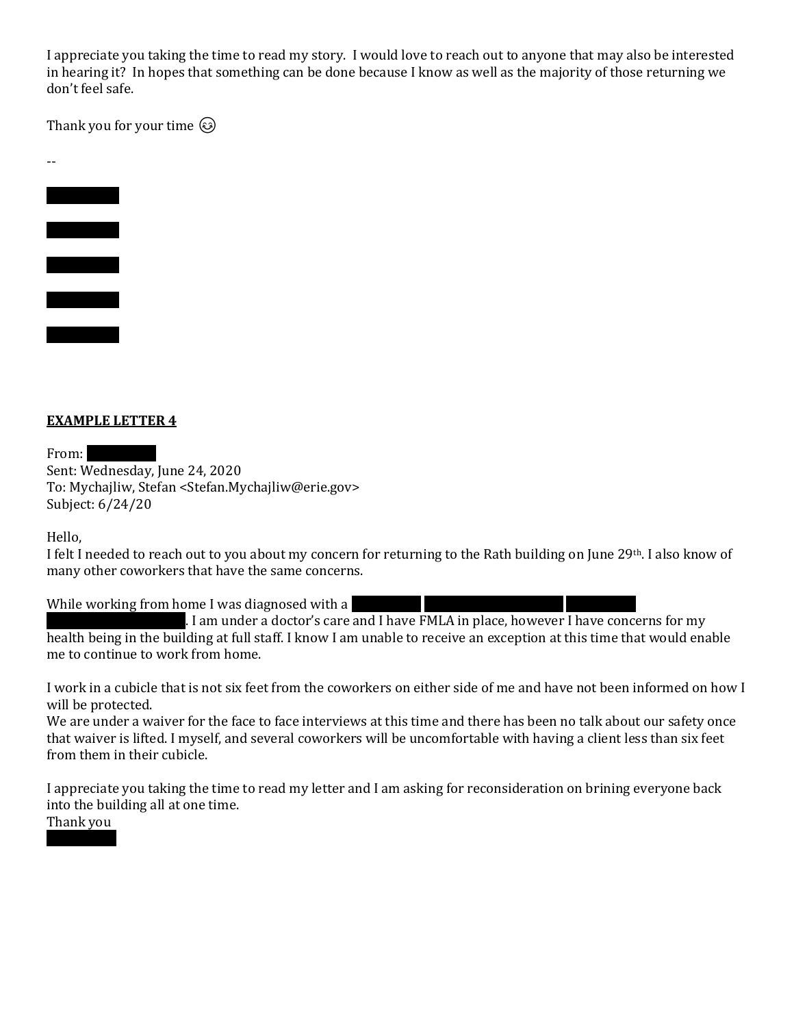I appreciate you taking the time to read my story. I would love to reach out to anyone that may also be interested in hearing it? In hopes that something can be done because I know as well as the majority of those returning we don't feel safe.

Thank you for your time 😉

--

**EXAMPLE LETTER 4**

From:
Sent: Wednesday, June 24, 2020
To: Mychajliw, Stefan <Stefan.Mychajliw@erie.gov>
Subject: 6/24/20

Hello,
I felt I needed to reach out to you about my concern for returning to the Rath building on June 29th. I also know of many other coworkers that have the same concerns.

While working from home I was diagnosed with a . I am under a doctor's care and I have FMLA in place, however I have concerns for my health being in the building at full staff. I know I am unable to receive an exception at this time that would enable me to continue to work from home.

I work in a cubicle that is not six feet from the coworkers on either side of me and have not been informed on how I will be protected.
We are under a waiver for the face to face interviews at this time and there has been no talk about our safety once that waiver is lifted. I myself, and several coworkers will be uncomfortable with having a client less than six feet from them in their cubicle.

I appreciate you taking the time to read my letter and I am asking for reconsideration on brining everyone back into the building all at one time.
Thank you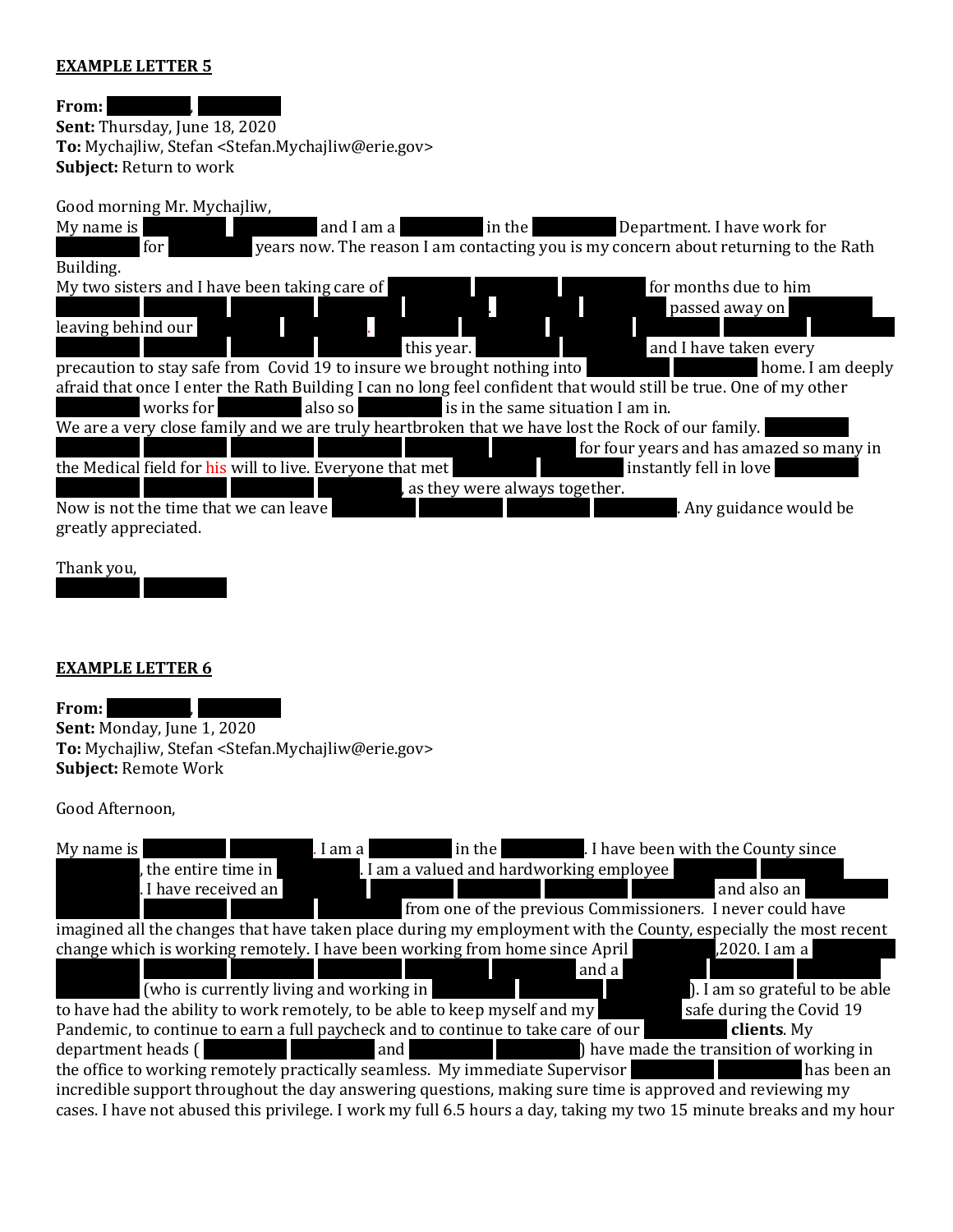**EXAMPLE LETTER 5**

**From:** ██████, ██████
**Sent:** Thursday, June 18, 2020
**To:** Mychajliw, Stefan <Stefan.Mychajliw@erie.gov>
**Subject:** Return to work

Good morning Mr. Mychajliw,
My name is ██████ ██████ and I am a ██████ in the ██████ Department. I have work for ██████ for ██████ years now. The reason I am contacting you is my concern about returning to the Rath Building.
My two sisters and I have been taking care of ██████ ██████ ██████ for months due to him ██████ ██████ ██████ ██████ ██████. ██████ ██████ passed away on ██████ leaving behind our ██████ ██████ ██████. ██████ ██████ ██████ ██████ ██████ ██████ ██████ this year. ██████ ██████ and I have taken every precaution to stay safe from Covid 19 to insure we brought nothing into ██████ ██████ home. I am deeply afraid that once I enter the Rath Building I can no long feel confident that would still be true. One of my other ██████ works for ██████ also so ██████ is in the same situation I am in.
We are a very close family and we are truly heartbroken that we have lost the Rock of our family. ██████ ██████ ██████ ██████ ██████ ██████ ██████ for four years and has amazed so many in the Medical field for his will to live. Everyone that met ██████ ██████ instantly fell in love ██████ ██████ ██████ ██████ ██████, as they were always together.
Now is not the time that we can leave ██████ ██████ ██████ ██████. Any guidance would be greatly appreciated.

Thank you,
██████ ██████

**EXAMPLE LETTER 6**

**From:** ██████, ██████
**Sent:** Monday, June 1, 2020
**To:** Mychajliw, Stefan <Stefan.Mychajliw@erie.gov>
**Subject:** Remote Work

Good Afternoon,

My name is ██████ ██████. I am a ██████ in the ██████. I have been with the County since ██████, the entire time in ██████. I am a valued and hardworking employee ██████ ██████ ██████. I have received an ██████ ██████ ██████ ██████ ██████ and also an ██████ ██████ ██████ ██████ from one of the previous Commissioners. I never could have imagined all the changes that have taken place during my employment with the County, especially the most recent change which is working remotely. I have been working from home since April ██████,2020. I am a ██████ ██████ ██████ ██████ ██████ ██████ ██████ and a ██████ ██████ ██████ ██████ (who is currently living and working in ██████ ██████ ██████). I am so grateful to be able to have had the ability to work remotely, to be able to keep myself and my ██████ safe during the Covid 19 Pandemic, to continue to earn a full paycheck and to continue to take care of our ██████ **clients**. My department heads ( ██████ ██████ and ██████ ██████) have made the transition of working in the office to working remotely practically seamless. My immediate Supervisor ██████ ██████ has been an incredible support throughout the day answering questions, making sure time is approved and reviewing my cases. I have not abused this privilege. I work my full 6.5 hours a day, taking my two 15 minute breaks and my hour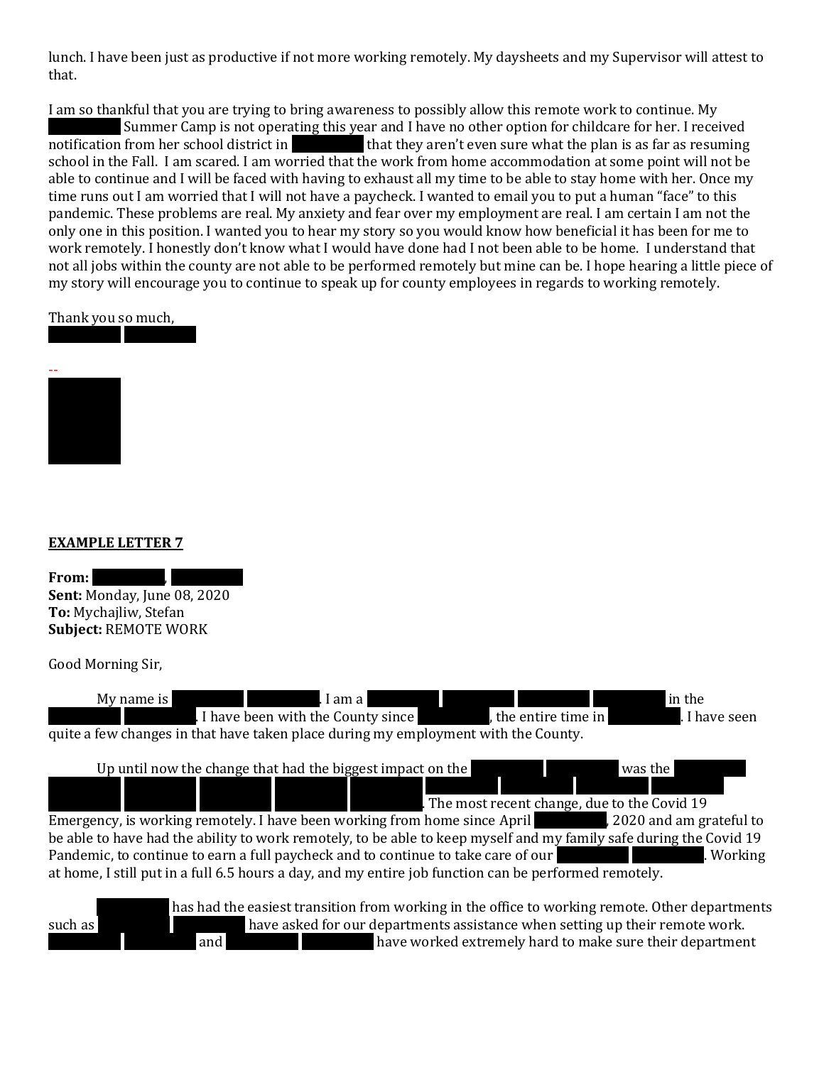lunch. I have been just as productive if not more working remotely. My daysheets and my Supervisor will attest to that.

I am so thankful that you are trying to bring awareness to possibly allow this remote work to continue. My ███████ Summer Camp is not operating this year and I have no other option for childcare for her. I received notification from her school district in ███████ that they aren't even sure what the plan is as far as resuming school in the Fall. I am scared. I am worried that the work from home accommodation at some point will not be able to continue and I will be faced with having to exhaust all my time to be able to stay home with her. Once my time runs out I am worried that I will not have a paycheck. I wanted to email you to put a human "face" to this pandemic. These problems are real. My anxiety and fear over my employment are real. I am certain I am not the only one in this position. I wanted you to hear my story so you would know how beneficial it has been for me to work remotely. I honestly don't know what I would have done had I not been able to be home. I understand that not all jobs within the county are not able to be performed remotely but mine can be. I hope hearing a little piece of my story will encourage you to continue to speak up for county employees in regards to working remotely.

Thank you so much,
███████ ███████

--
███████

**EXAMPLE LETTER 7**

**From:** ███████, ███████
**Sent:** Monday, June 08, 2020
**To:** Mychajliw, Stefan
**Subject:** REMOTE WORK

Good Morning Sir,

My name is ███████ ███████. I am a ███████ ███████ ███████ ███████ in the ███████ ███████. I have been with the County since ███████, the entire time in ███████. I have seen quite a few changes in that have taken place during my employment with the County.

Up until now the change that had the biggest impact on the ███████ ███████ was the ███████ ███████ ███████ ███████ ███████ ███████ ███████ ███████ ███████ ███████ ███████. The most recent change, due to the Covid 19 Emergency, is working remotely. I have been working from home since April ███████, 2020 and am grateful to be able to have had the ability to work remotely, to be able to keep myself and my family safe during the Covid 19 Pandemic, to continue to earn a full paycheck and to continue to take care of our ███████ ███████. Working at home, I still put in a full 6.5 hours a day, and my entire job function can be performed remotely.

███████ has had the easiest transition from working in the office to working remote. Other departments such as ███████ ███████ have asked for our departments assistance when setting up their remote work. ███████ ███████ and ███████ ███████ have worked extremely hard to make sure their department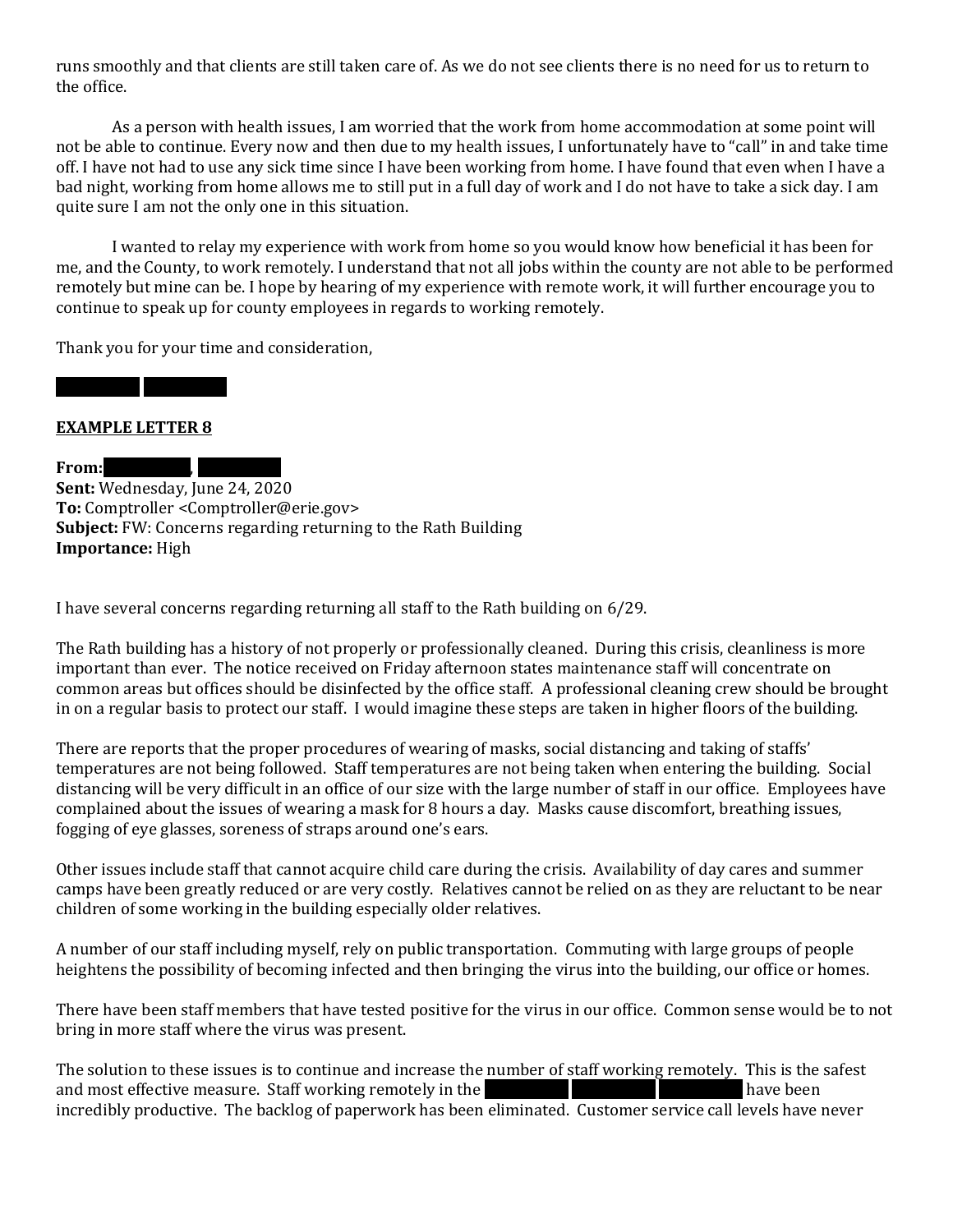runs smoothly and that clients are still taken care of. As we do not see clients there is no need for us to return to the office.

As a person with health issues, I am worried that the work from home accommodation at some point will not be able to continue. Every now and then due to my health issues, I unfortunately have to "call" in and take time off. I have not had to use any sick time since I have been working from home. I have found that even when I have a bad night, working from home allows me to still put in a full day of work and I do not have to take a sick day. I am quite sure I am not the only one in this situation.

I wanted to relay my experience with work from home so you would know how beneficial it has been for me, and the County, to work remotely. I understand that not all jobs within the county are not able to be performed remotely but mine can be. I hope by hearing of my experience with remote work, it will further encourage you to continue to speak up for county employees in regards to working remotely.

Thank you for your time and consideration,

██████ ██████

**EXAMPLE LETTER 8**

**From:** ██████, ██████
**Sent:** Wednesday, June 24, 2020
**To:** Comptroller <Comptroller@erie.gov>
**Subject:** FW: Concerns regarding returning to the Rath Building
**Importance:** High

I have several concerns regarding returning all staff to the Rath building on 6/29.

The Rath building has a history of not properly or professionally cleaned. During this crisis, cleanliness is more important than ever. The notice received on Friday afternoon states maintenance staff will concentrate on common areas but offices should be disinfected by the office staff. A professional cleaning crew should be brought in on a regular basis to protect our staff. I would imagine these steps are taken in higher floors of the building.

There are reports that the proper procedures of wearing of masks, social distancing and taking of staffs' temperatures are not being followed. Staff temperatures are not being taken when entering the building. Social distancing will be very difficult in an office of our size with the large number of staff in our office. Employees have complained about the issues of wearing a mask for 8 hours a day. Masks cause discomfort, breathing issues, fogging of eye glasses, soreness of straps around one's ears.

Other issues include staff that cannot acquire child care during the crisis. Availability of day cares and summer camps have been greatly reduced or are very costly. Relatives cannot be relied on as they are reluctant to be near children of some working in the building especially older relatives.

A number of our staff including myself, rely on public transportation. Commuting with large groups of people heightens the possibility of becoming infected and then bringing the virus into the building, our office or homes.

There have been staff members that have tested positive for the virus in our office. Common sense would be to not bring in more staff where the virus was present.

The solution to these issues is to continue and increase the number of staff working remotely. This is the safest and most effective measure. Staff working remotely in the ██████ ██████ ██████ have been incredibly productive. The backlog of paperwork has been eliminated. Customer service call levels have never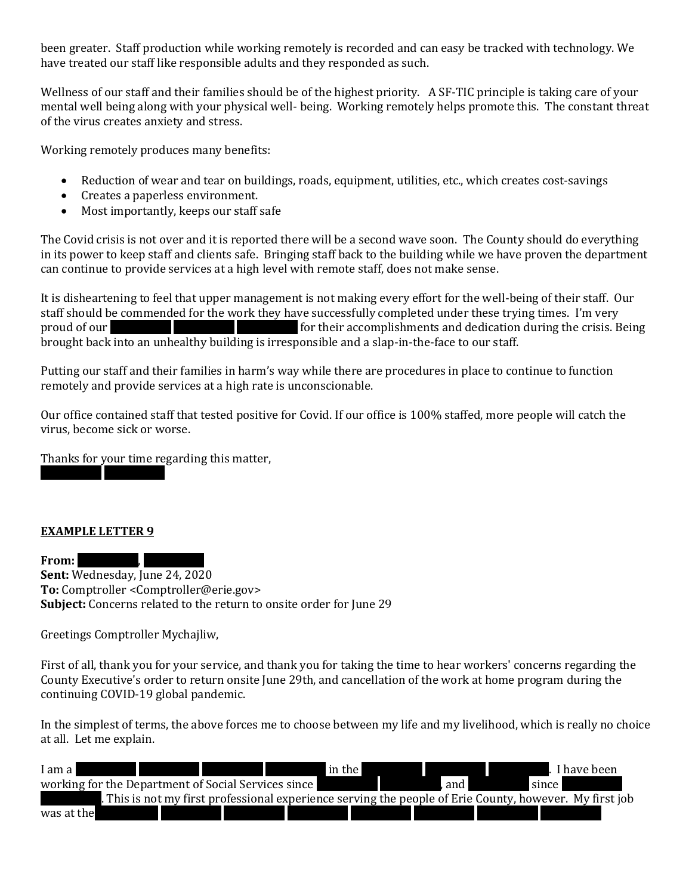been greater. Staff production while working remotely is recorded and can easy be tracked with technology. We have treated our staff like responsible adults and they responded as such.

Wellness of our staff and their families should be of the highest priority. A SF-TIC principle is taking care of your mental well being along with your physical well- being. Working remotely helps promote this. The constant threat of the virus creates anxiety and stress.

Working remotely produces many benefits:

- Reduction of wear and tear on buildings, roads, equipment, utilities, etc., which creates cost-savings
- Creates a paperless environment.
- Most importantly, keeps our staff safe

The Covid crisis is not over and it is reported there will be a second wave soon. The County should do everything in its power to keep staff and clients safe. Bringing staff back to the building while we have proven the department can continue to provide services at a high level with remote staff, does not make sense.

It is disheartening to feel that upper management is not making every effort for the well-being of their staff. Our staff should be commended for the work they have successfully completed under these trying times. I'm very proud of our [REDACTED] for their accomplishments and dedication during the crisis. Being brought back into an unhealthy building is irresponsible and a slap-in-the-face to our staff.

Putting our staff and their families in harm's way while there are procedures in place to continue to function remotely and provide services at a high rate is unconscionable.

Our office contained staff that tested positive for Covid. If our office is 100% staffed, more people will catch the virus, become sick or worse.

Thanks for your time regarding this matter,
[REDACTED]

**EXAMPLE LETTER 9**

**From:** [REDACTED], [REDACTED]
**Sent:** Wednesday, June 24, 2020
**To:** Comptroller <Comptroller@erie.gov>
**Subject:** Concerns related to the return to onsite order for June 29

Greetings Comptroller Mychajliw,

First of all, thank you for your service, and thank you for taking the time to hear workers' concerns regarding the County Executive's order to return onsite June 29th, and cancellation of the work at home program during the continuing COVID-19 global pandemic.

In the simplest of terms, the above forces me to choose between my life and my livelihood, which is really no choice at all. Let me explain.

I am a [REDACTED] in the [REDACTED]. I have been working for the Department of Social Services since [REDACTED], and [REDACTED] since [REDACTED]. This is not my first professional experience serving the people of Erie County, however. My first job was at the [REDACTED]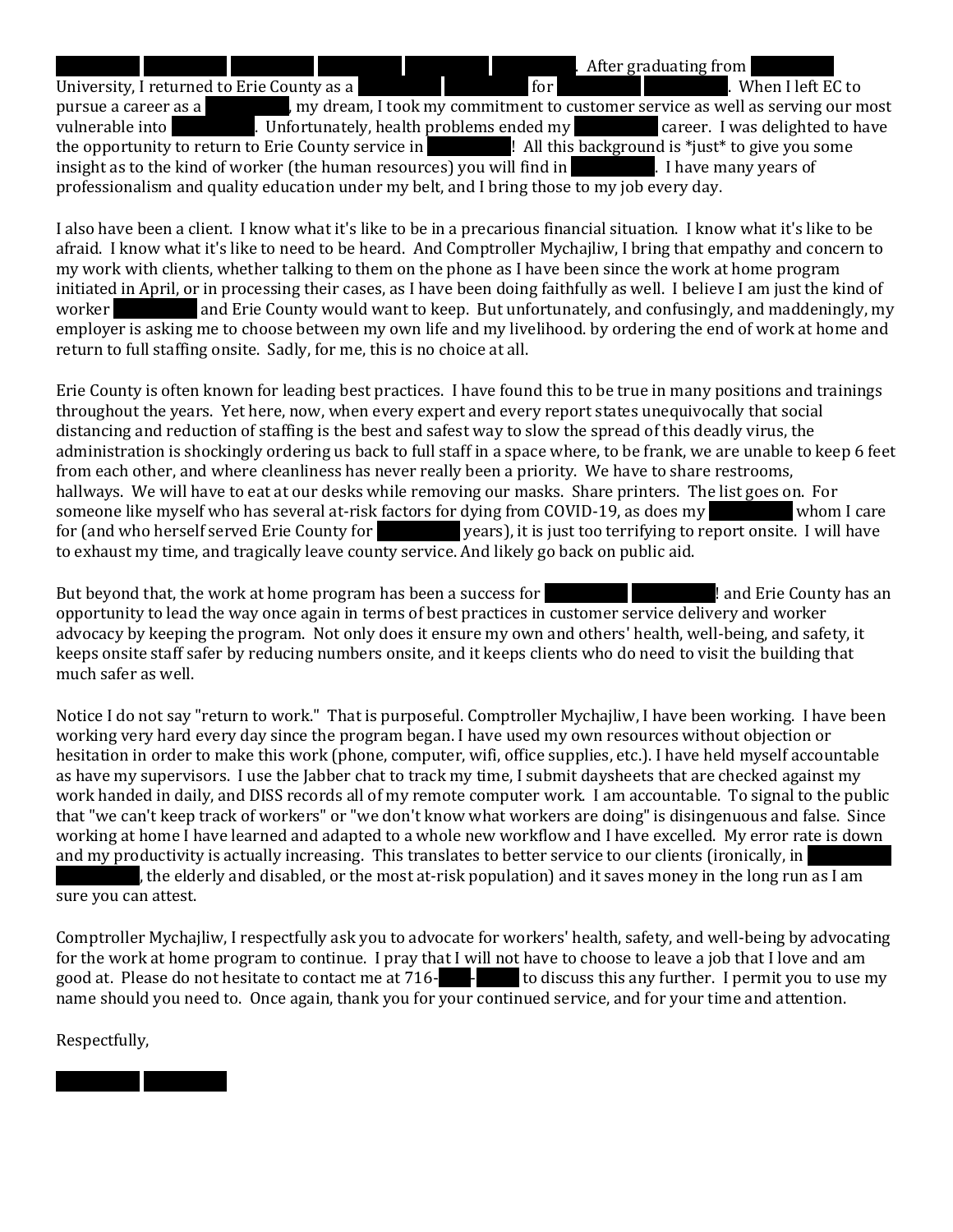[REDACTED] [REDACTED] [REDACTED] [REDACTED] [REDACTED] [REDACTED]. After graduating from [REDACTED] University, I returned to Erie County as a [REDACTED] [REDACTED] for [REDACTED] [REDACTED]. When I left EC to pursue a career as a [REDACTED], my dream, I took my commitment to customer service as well as serving our most vulnerable into [REDACTED]. Unfortunately, health problems ended my [REDACTED] career. I was delighted to have the opportunity to return to Erie County service in [REDACTED]! All this background is *just* to give you some insight as to the kind of worker (the human resources) you will find in [REDACTED]. I have many years of professionalism and quality education under my belt, and I bring those to my job every day.

I also have been a client. I know what it's like to be in a precarious financial situation. I know what it's like to be afraid. I know what it's like to need to be heard. And Comptroller Mychajliw, I bring that empathy and concern to my work with clients, whether talking to them on the phone as I have been since the work at home program initiated in April, or in processing their cases, as I have been doing faithfully as well. I believe I am just the kind of worker [REDACTED] and Erie County would want to keep. But unfortunately, and confusingly, and maddeningly, my employer is asking me to choose between my own life and my livelihood. by ordering the end of work at home and return to full staffing onsite. Sadly, for me, this is no choice at all.

Erie County is often known for leading best practices. I have found this to be true in many positions and trainings throughout the years. Yet here, now, when every expert and every report states unequivocally that social distancing and reduction of staffing is the best and safest way to slow the spread of this deadly virus, the administration is shockingly ordering us back to full staff in a space where, to be frank, we are unable to keep 6 feet from each other, and where cleanliness has never really been a priority. We have to share restrooms, hallways. We will have to eat at our desks while removing our masks. Share printers. The list goes on. For someone like myself who has several at-risk factors for dying from COVID-19, as does my [REDACTED] whom I care for (and who herself served Erie County for [REDACTED] years), it is just too terrifying to report onsite. I will have to exhaust my time, and tragically leave county service. And likely go back on public aid.

But beyond that, the work at home program has been a success for [REDACTED] [REDACTED]! and Erie County has an opportunity to lead the way once again in terms of best practices in customer service delivery and worker advocacy by keeping the program. Not only does it ensure my own and others' health, well-being, and safety, it keeps onsite staff safer by reducing numbers onsite, and it keeps clients who do need to visit the building that much safer as well.

Notice I do not say "return to work." That is purposeful. Comptroller Mychajliw, I have been working. I have been working very hard every day since the program began. I have used my own resources without objection or hesitation in order to make this work (phone, computer, wifi, office supplies, etc.). I have held myself accountable as have my supervisors. I use the Jabber chat to track my time, I submit daysheets that are checked against my work handed in daily, and DISS records all of my remote computer work. I am accountable. To signal to the public that "we can't keep track of workers" or "we don't know what workers are doing" is disingenuous and false. Since working at home I have learned and adapted to a whole new workflow and I have excelled. My error rate is down and my productivity is actually increasing. This translates to better service to our clients (ironically, in [REDACTED] [REDACTED], the elderly and disabled, or the most at-risk population) and it saves money in the long run as I am sure you can attest.

Comptroller Mychajliw, I respectfully ask you to advocate for workers' health, safety, and well-being by advocating for the work at home program to continue. I pray that I will not have to choose to leave a job that I love and am good at. Please do not hesitate to contact me at 716-[REDACTED]-[REDACTED] to discuss this any further. I permit you to use my name should you need to. Once again, thank you for your continued service, and for your time and attention.

Respectfully,

[REDACTED] [REDACTED]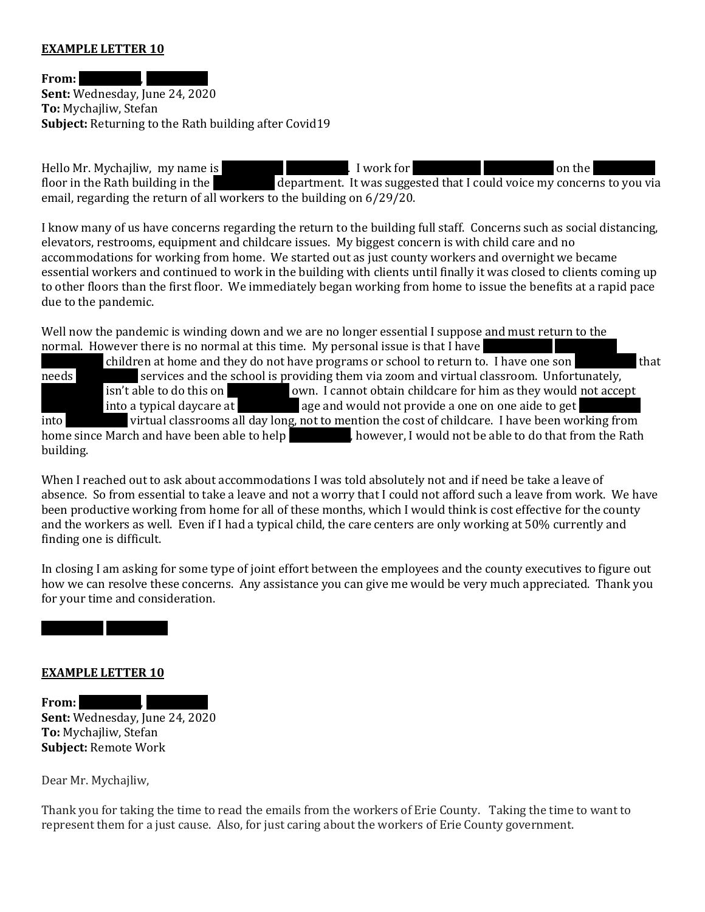**EXAMPLE LETTER 10**

**From:** ████████, ████████
**Sent:** Wednesday, June 24, 2020
**To:** Mychajliw, Stefan
**Subject:** Returning to the Rath building after Covid19

Hello Mr. Mychajliw, my name is ████████ ████████. I work for ████████ ████████ on the ████████ floor in the Rath building in the ████████ department. It was suggested that I could voice my concerns to you via email, regarding the return of all workers to the building on 6/29/20.

I know many of us have concerns regarding the return to the building full staff. Concerns such as social distancing, elevators, restrooms, equipment and childcare issues. My biggest concern is with child care and no accommodations for working from home. We started out as just county workers and overnight we became essential workers and continued to work in the building with clients until finally it was closed to clients coming up to other floors than the first floor. We immediately began working from home to issue the benefits at a rapid pace due to the pandemic.

Well now the pandemic is winding down and we are no longer essential I suppose and must return to the normal. However there is no normal at this time. My personal issue is that I have ████████ ████████ ████████ children at home and they do not have programs or school to return to. I have one son ████████ that needs ████████ services and the school is providing them via zoom and virtual classroom. Unfortunately, ████████ isn't able to do this on ████████ own. I cannot obtain childcare for him as they would not accept ████████ into a typical daycare at ████████ age and would not provide a one on one aide to get ████████ into ████████ virtual classrooms all day long, not to mention the cost of childcare. I have been working from home since March and have been able to help ████████, however, I would not be able to do that from the Rath building.

When I reached out to ask about accommodations I was told absolutely not and if need be take a leave of absence. So from essential to take a leave and not a worry that I could not afford such a leave from work. We have been productive working from home for all of these months, which I would think is cost effective for the county and the workers as well. Even if I had a typical child, the care centers are only working at 50% currently and finding one is difficult.

In closing I am asking for some type of joint effort between the employees and the county executives to figure out how we can resolve these concerns. Any assistance you can give me would be very much appreciated. Thank you for your time and consideration.

████████ ████████

**EXAMPLE LETTER 10**

**From:** ████████, ████████
**Sent:** Wednesday, June 24, 2020
**To:** Mychajliw, Stefan
**Subject:** Remote Work

Dear Mr. Mychajliw,

Thank you for taking the time to read the emails from the workers of Erie County. Taking the time to want to represent them for a just cause. Also, for just caring about the workers of Erie County government.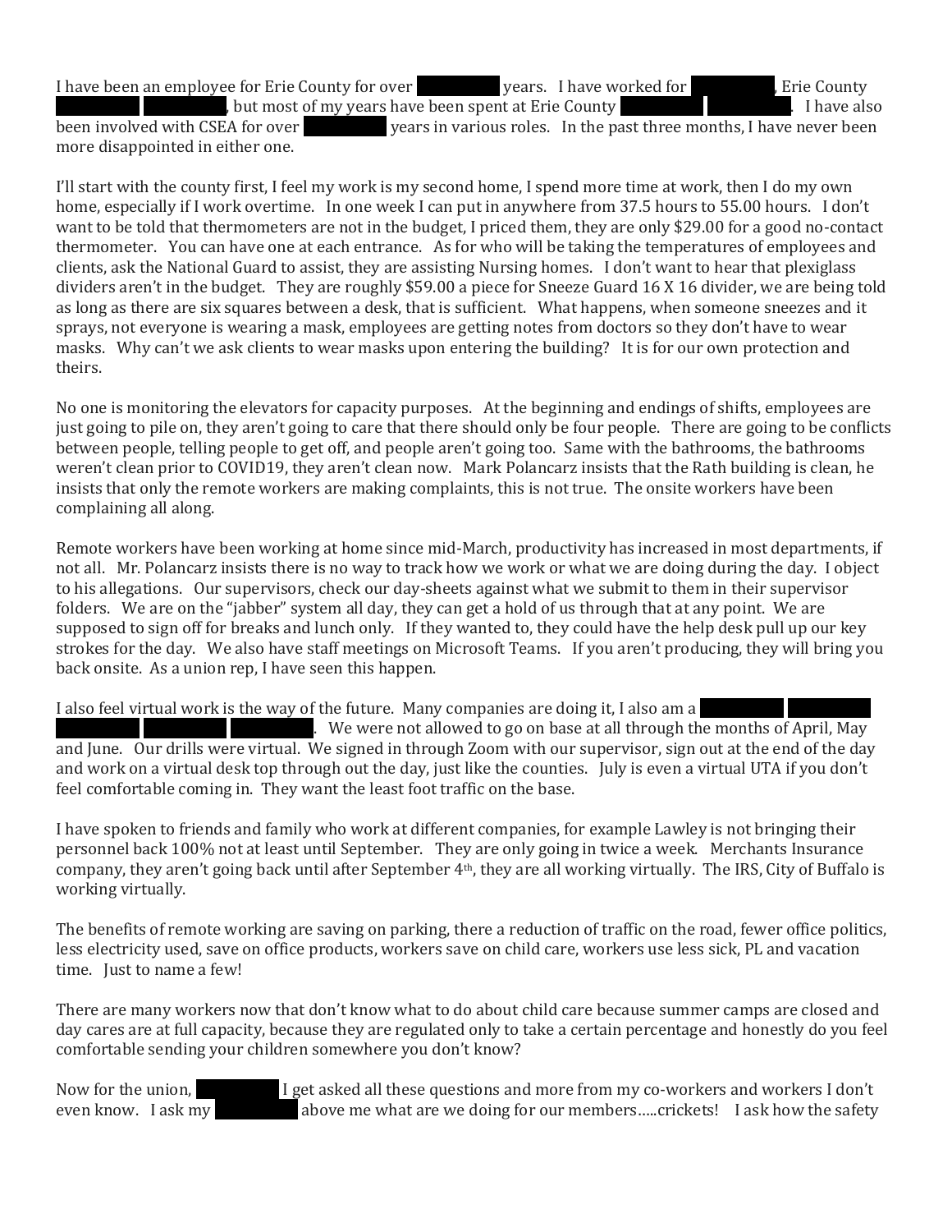I have been an employee for Erie County for over ██████ years. I have worked for ██████, Erie County ██████ ██████, but most of my years have been spent at Erie County ██████ ██████. I have also been involved with CSEA for over ██████ years in various roles. In the past three months, I have never been more disappointed in either one.

I'll start with the county first, I feel my work is my second home, I spend more time at work, then I do my own home, especially if I work overtime. In one week I can put in anywhere from 37.5 hours to 55.00 hours. I don't want to be told that thermometers are not in the budget, I priced them, they are only $29.00 for a good no-contact thermometer. You can have one at each entrance. As for who will be taking the temperatures of employees and clients, ask the National Guard to assist, they are assisting Nursing homes. I don't want to hear that plexiglass dividers aren't in the budget. They are roughly $59.00 a piece for Sneeze Guard 16 X 16 divider, we are being told as long as there are six squares between a desk, that is sufficient. What happens, when someone sneezes and it sprays, not everyone is wearing a mask, employees are getting notes from doctors so they don't have to wear masks. Why can't we ask clients to wear masks upon entering the building? It is for our own protection and theirs.

No one is monitoring the elevators for capacity purposes. At the beginning and endings of shifts, employees are just going to pile on, they aren't going to care that there should only be four people. There are going to be conflicts between people, telling people to get off, and people aren't going too. Same with the bathrooms, the bathrooms weren't clean prior to COVID19, they aren't clean now. Mark Polancarz insists that the Rath building is clean, he insists that only the remote workers are making complaints, this is not true. The onsite workers have been complaining all along.

Remote workers have been working at home since mid-March, productivity has increased in most departments, if not all. Mr. Polancarz insists there is no way to track how we work or what we are doing during the day. I object to his allegations. Our supervisors, check our day-sheets against what we submit to them in their supervisor folders. We are on the "jabber" system all day, they can get a hold of us through that at any point. We are supposed to sign off for breaks and lunch only. If they wanted to, they could have the help desk pull up our key strokes for the day. We also have staff meetings on Microsoft Teams. If you aren't producing, they will bring you back onsite. As a union rep, I have seen this happen.

I also feel virtual work is the way of the future. Many companies are doing it, I also am a ██████ ██████ ██████ ██████ ██████. We were not allowed to go on base at all through the months of April, May and June. Our drills were virtual. We signed in through Zoom with our supervisor, sign out at the end of the day and work on a virtual desk top through out the day, just like the counties. July is even a virtual UTA if you don't feel comfortable coming in. They want the least foot traffic on the base.

I have spoken to friends and family who work at different companies, for example Lawley is not bringing their personnel back 100% not at least until September. They are only going in twice a week. Merchants Insurance company, they aren't going back until after September 4th, they are all working virtually. The IRS, City of Buffalo is working virtually.

The benefits of remote working are saving on parking, there a reduction of traffic on the road, fewer office politics, less electricity used, save on office products, workers save on child care, workers use less sick, PL and vacation time. Just to name a few!

There are many workers now that don't know what to do about child care because summer camps are closed and day cares are at full capacity, because they are regulated only to take a certain percentage and honestly do you feel comfortable sending your children somewhere you don't know?

Now for the union, ██████ I get asked all these questions and more from my co-workers and workers I don't even know. I ask my ██████ above me what are we doing for our members…..crickets! I ask how the safety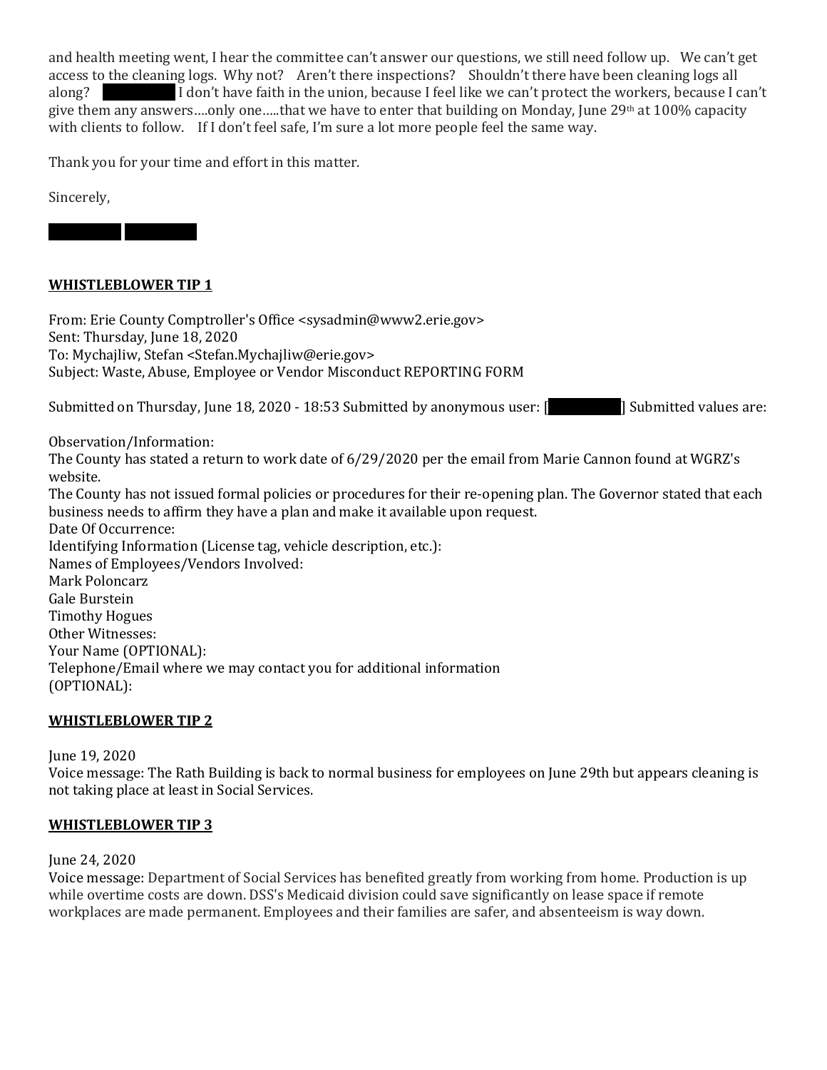and health meeting went, I hear the committee can't answer our questions, we still need follow up. We can't get access to the cleaning logs. Why not? Aren't there inspections? Shouldn't there have been cleaning logs all along? ████████ I don't have faith in the union, because I feel like we can't protect the workers, because I can't give them any answers….only one…..that we have to enter that building on Monday, June 29th at 100% capacity with clients to follow. If I don't feel safe, I'm sure a lot more people feel the same way.

Thank you for your time and effort in this matter.

Sincerely,

████████ ████████

**WHISTLEBLOWER TIP 1**

From: Erie County Comptroller's Office <sysadmin@www2.erie.gov>
Sent: Thursday, June 18, 2020
To: Mychajliw, Stefan <Stefan.Mychajliw@erie.gov>
Subject: Waste, Abuse, Employee or Vendor Misconduct REPORTING FORM

Submitted on Thursday, June 18, 2020 - 18:53 Submitted by anonymous user: [████████] Submitted values are:

Observation/Information:
The County has stated a return to work date of 6/29/2020 per the email from Marie Cannon found at WGRZ's website.
The County has not issued formal policies or procedures for their re-opening plan. The Governor stated that each business needs to affirm they have a plan and make it available upon request.
Date Of Occurrence:
Identifying Information (License tag, vehicle description, etc.):
Names of Employees/Vendors Involved:
Mark Poloncarz
Gale Burstein
Timothy Hogues
Other Witnesses:
Your Name (OPTIONAL):
Telephone/Email where we may contact you for additional information
(OPTIONAL):

**WHISTLEBLOWER TIP 2**

June 19, 2020
Voice message: The Rath Building is back to normal business for employees on June 29th but appears cleaning is not taking place at least in Social Services.

**WHISTLEBLOWER TIP 3**

June 24, 2020
Voice message: Department of Social Services has benefited greatly from working from home. Production is up while overtime costs are down. DSS's Medicaid division could save significantly on lease space if remote workplaces are made permanent. Employees and their families are safer, and absenteeism is way down.